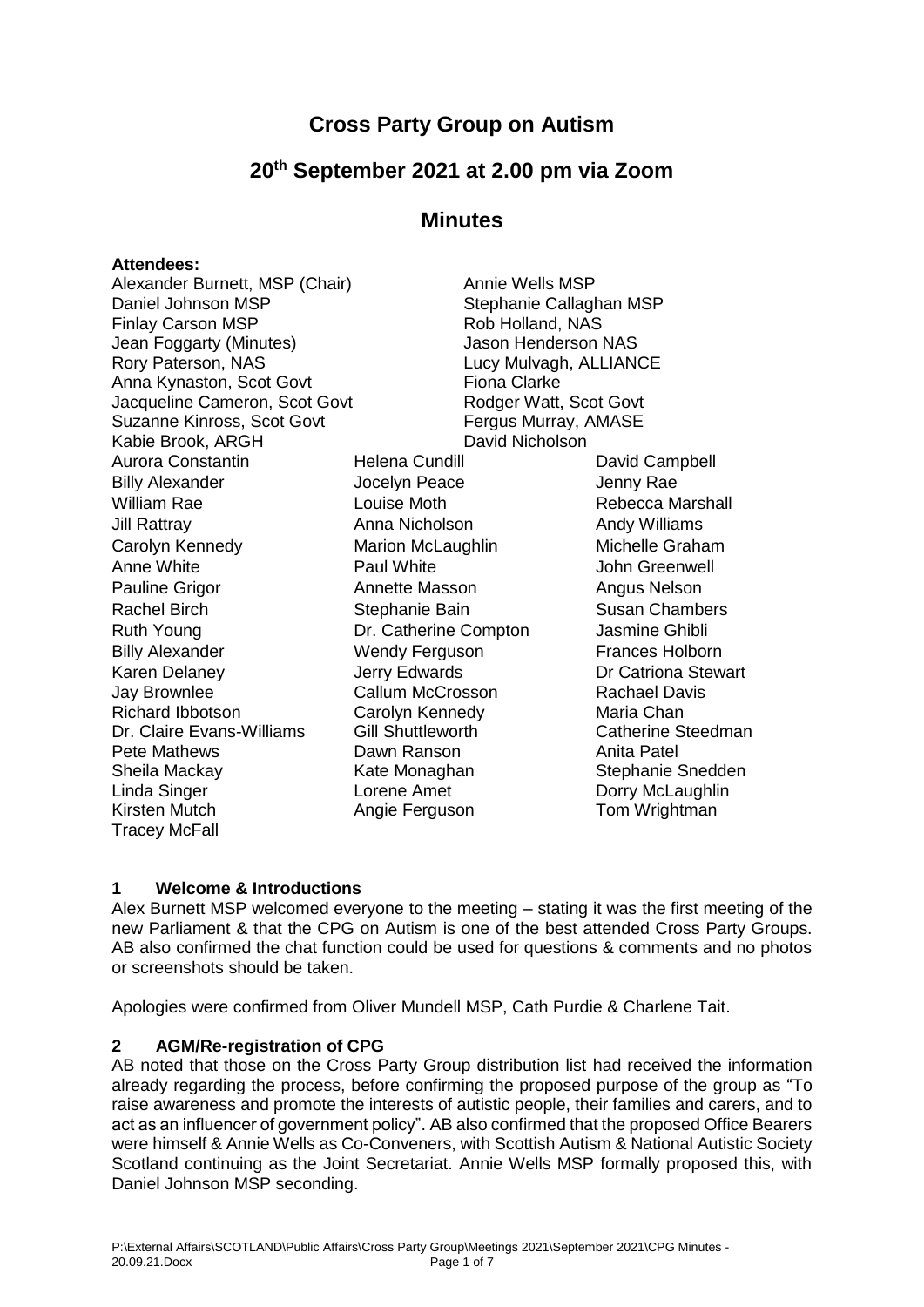# Cross Party Group on Autism

## 20th September 2021 at 2.00 pm via Zoom

## Minutes

**Attendees:**

Alexander Burnett, MSP (Chair)
Annie Wells MSP
Daniel Johnson MSP
Stephanie Callaghan MSP
Finlay Carson MSP
Rob Holland, NAS
Jean Foggarty (Minutes)
Jason Henderson NAS
Rory Paterson, NAS
Lucy Mulvagh, ALLIANCE
Anna Kynaston, Scot Govt
Fiona Clarke
Jacqueline Cameron, Scot Govt
Rodger Watt, Scot Govt
Suzanne Kinross, Scot Govt
Fergus Murray, AMASE
Kabie Brook, ARGH
David Nicholson

| | | |
|---|---|---|
| Aurora Constantin | Helena Cundill | David Campbell |
| Billy Alexander | Jocelyn Peace | Jenny Rae |
| William Rae | Louise Moth | Rebecca Marshall |
| Jill Rattray | Anna Nicholson | Andy Williams |
| Carolyn Kennedy | Marion McLaughlin | Michelle Graham |
| Anne White | Paul White | John Greenwell |
| Pauline Grigor | Annette Masson | Angus Nelson |
| Rachel Birch | Stephanie Bain | Susan Chambers |
| Ruth Young | Dr. Catherine Compton | Jasmine Ghibli |
| Billy Alexander | Wendy Ferguson | Frances Holborn |
| Karen Delaney | Jerry Edwards | Dr Catriona Stewart |
| Jay Brownlee | Callum McCrosson | Rachael Davis |
| Richard Ibbotson | Carolyn Kennedy | Maria Chan |
| Dr. Claire Evans-Williams | Gill Shuttleworth | Catherine Steedman |
| Pete Mathews | Dawn Ranson | Anita Patel |
| Sheila Mackay | Kate Monaghan | Stephanie Snedden |
| Linda Singer | Lorene Amet | Dorry McLaughlin |
| Kirsten Mutch | Angie Ferguson | Tom Wrightman |
| Tracey McFall | | |

### 1 Welcome & Introductions

Alex Burnett MSP welcomed everyone to the meeting – stating it was the first meeting of the new Parliament & that the CPG on Autism is one of the best attended Cross Party Groups. AB also confirmed the chat function could be used for questions & comments and no photos or screenshots should be taken.

Apologies were confirmed from Oliver Mundell MSP, Cath Purdie & Charlene Tait.

### 2 AGM/Re-registration of CPG

AB noted that those on the Cross Party Group distribution list had received the information already regarding the process, before confirming the proposed purpose of the group as "To raise awareness and promote the interests of autistic people, their families and carers, and to act as an influencer of government policy". AB also confirmed that the proposed Office Bearers were himself & Annie Wells as Co-Conveners, with Scottish Autism & National Autistic Society Scotland continuing as the Joint Secretariat. Annie Wells MSP formally proposed this, with Daniel Johnson MSP seconding.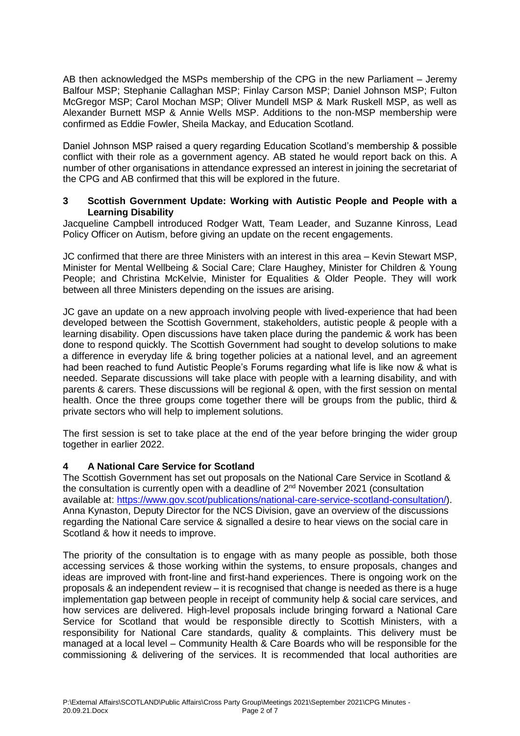AB then acknowledged the MSPs membership of the CPG in the new Parliament – Jeremy Balfour MSP; Stephanie Callaghan MSP; Finlay Carson MSP; Daniel Johnson MSP; Fulton McGregor MSP; Carol Mochan MSP; Oliver Mundell MSP & Mark Ruskell MSP, as well as Alexander Burnett MSP & Annie Wells MSP. Additions to the non-MSP membership were confirmed as Eddie Fowler, Sheila Mackay, and Education Scotland.

Daniel Johnson MSP raised a query regarding Education Scotland's membership & possible conflict with their role as a government agency. AB stated he would report back on this. A number of other organisations in attendance expressed an interest in joining the secretariat of the CPG and AB confirmed that this will be explored in the future.

## 3 Scottish Government Update: Working with Autistic People and People with a Learning Disability

Jacqueline Campbell introduced Rodger Watt, Team Leader, and Suzanne Kinross, Lead Policy Officer on Autism, before giving an update on the recent engagements.

JC confirmed that there are three Ministers with an interest in this area – Kevin Stewart MSP, Minister for Mental Wellbeing & Social Care; Clare Haughey, Minister for Children & Young People; and Christina McKelvie, Minister for Equalities & Older People. They will work between all three Ministers depending on the issues are arising.

JC gave an update on a new approach involving people with lived-experience that had been developed between the Scottish Government, stakeholders, autistic people & people with a learning disability. Open discussions have taken place during the pandemic & work has been done to respond quickly. The Scottish Government had sought to develop solutions to make a difference in everyday life & bring together policies at a national level, and an agreement had been reached to fund Autistic People's Forums regarding what life is like now & what is needed. Separate discussions will take place with people with a learning disability, and with parents & carers. These discussions will be regional & open, with the first session on mental health. Once the three groups come together there will be groups from the public, third & private sectors who will help to implement solutions.

The first session is set to take place at the end of the year before bringing the wider group together in earlier 2022.

## 4 A National Care Service for Scotland

The Scottish Government has set out proposals on the National Care Service in Scotland & the consultation is currently open with a deadline of 2nd November 2021 (consultation available at: https://www.gov.scot/publications/national-care-service-scotland-consultation/). Anna Kynaston, Deputy Director for the NCS Division, gave an overview of the discussions regarding the National Care service & signalled a desire to hear views on the social care in Scotland & how it needs to improve.

The priority of the consultation is to engage with as many people as possible, both those accessing services & those working within the systems, to ensure proposals, changes and ideas are improved with front-line and first-hand experiences. There is ongoing work on the proposals & an independent review – it is recognised that change is needed as there is a huge implementation gap between people in receipt of community help & social care services, and how services are delivered. High-level proposals include bringing forward a National Care Service for Scotland that would be responsible directly to Scottish Ministers, with a responsibility for National Care standards, quality & complaints. This delivery must be managed at a local level – Community Health & Care Boards who will be responsible for the commissioning & delivering of the services. It is recommended that local authorities are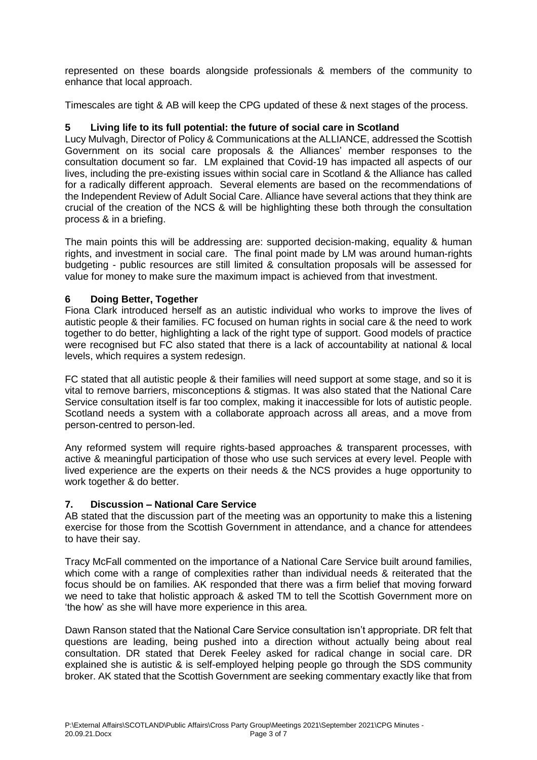represented on these boards alongside professionals & members of the community to enhance that local approach.

Timescales are tight & AB will keep the CPG updated of these & next stages of the process.

## 5 Living life to its full potential: the future of social care in Scotland

Lucy Mulvagh, Director of Policy & Communications at the ALLIANCE, addressed the Scottish Government on its social care proposals & the Alliances' member responses to the consultation document so far. LM explained that Covid-19 has impacted all aspects of our lives, including the pre-existing issues within social care in Scotland & the Alliance has called for a radically different approach. Several elements are based on the recommendations of the Independent Review of Adult Social Care. Alliance have several actions that they think are crucial of the creation of the NCS & will be highlighting these both through the consultation process & in a briefing.

The main points this will be addressing are: supported decision-making, equality & human rights, and investment in social care. The final point made by LM was around human-rights budgeting - public resources are still limited & consultation proposals will be assessed for value for money to make sure the maximum impact is achieved from that investment.

## 6 Doing Better, Together

Fiona Clark introduced herself as an autistic individual who works to improve the lives of autistic people & their families. FC focused on human rights in social care & the need to work together to do better, highlighting a lack of the right type of support. Good models of practice were recognised but FC also stated that there is a lack of accountability at national & local levels, which requires a system redesign.

FC stated that all autistic people & their families will need support at some stage, and so it is vital to remove barriers, misconceptions & stigmas. It was also stated that the National Care Service consultation itself is far too complex, making it inaccessible for lots of autistic people. Scotland needs a system with a collaborate approach across all areas, and a move from person-centred to person-led.

Any reformed system will require rights-based approaches & transparent processes, with active & meaningful participation of those who use such services at every level. People with lived experience are the experts on their needs & the NCS provides a huge opportunity to work together & do better.

## 7. Discussion – National Care Service

AB stated that the discussion part of the meeting was an opportunity to make this a listening exercise for those from the Scottish Government in attendance, and a chance for attendees to have their say.

Tracy McFall commented on the importance of a National Care Service built around families, which come with a range of complexities rather than individual needs & reiterated that the focus should be on families. AK responded that there was a firm belief that moving forward we need to take that holistic approach & asked TM to tell the Scottish Government more on 'the how' as she will have more experience in this area.

Dawn Ranson stated that the National Care Service consultation isn't appropriate. DR felt that questions are leading, being pushed into a direction without actually being about real consultation. DR stated that Derek Feeley asked for radical change in social care. DR explained she is autistic & is self-employed helping people go through the SDS community broker. AK stated that the Scottish Government are seeking commentary exactly like that from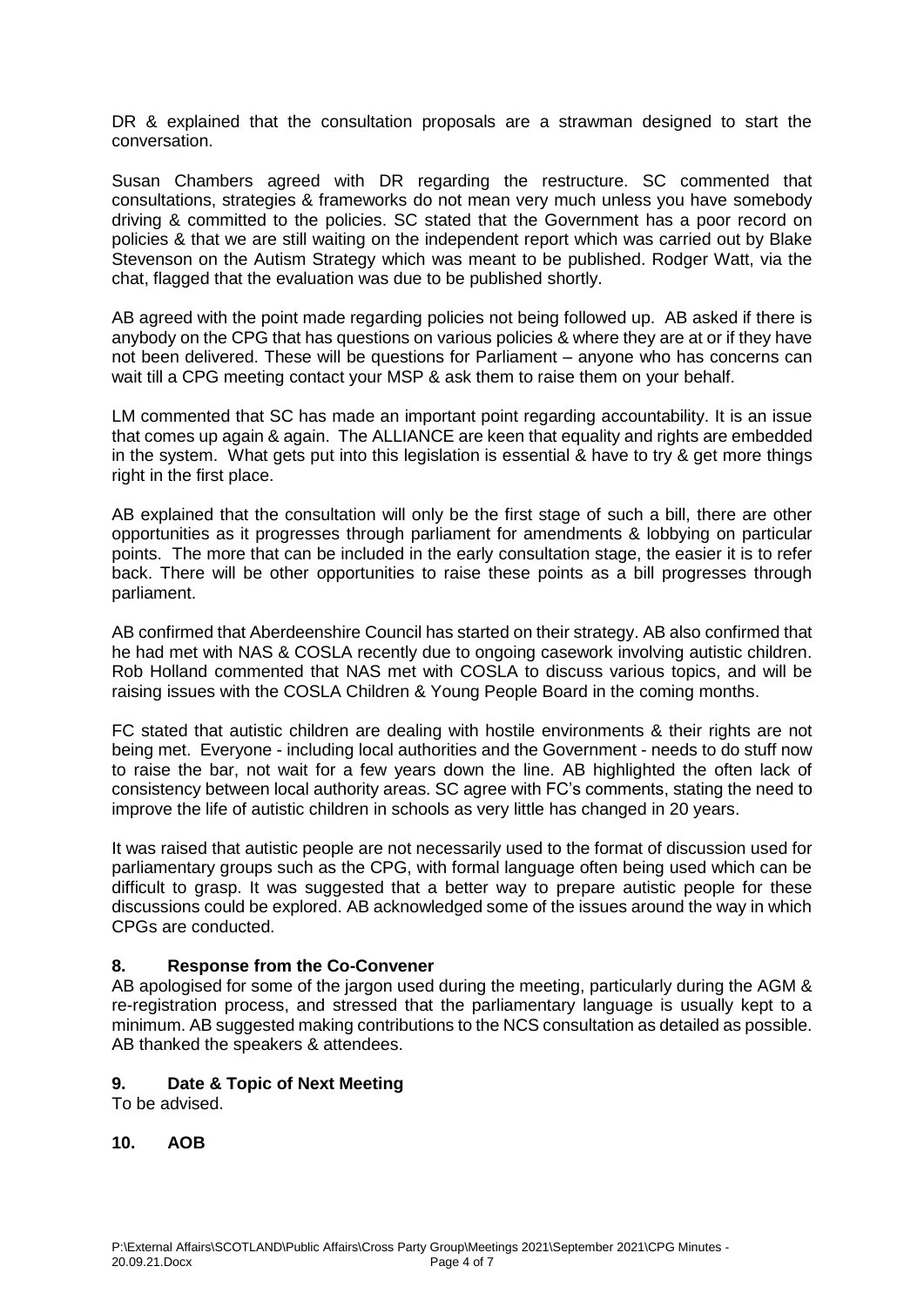DR & explained that the consultation proposals are a strawman designed to start the conversation.

Susan Chambers agreed with DR regarding the restructure. SC commented that consultations, strategies & frameworks do not mean very much unless you have somebody driving & committed to the policies. SC stated that the Government has a poor record on policies & that we are still waiting on the independent report which was carried out by Blake Stevenson on the Autism Strategy which was meant to be published. Rodger Watt, via the chat, flagged that the evaluation was due to be published shortly.

AB agreed with the point made regarding policies not being followed up. AB asked if there is anybody on the CPG that has questions on various policies & where they are at or if they have not been delivered. These will be questions for Parliament – anyone who has concerns can wait till a CPG meeting contact your MSP & ask them to raise them on your behalf.

LM commented that SC has made an important point regarding accountability. It is an issue that comes up again & again. The ALLIANCE are keen that equality and rights are embedded in the system. What gets put into this legislation is essential & have to try & get more things right in the first place.

AB explained that the consultation will only be the first stage of such a bill, there are other opportunities as it progresses through parliament for amendments & lobbying on particular points. The more that can be included in the early consultation stage, the easier it is to refer back. There will be other opportunities to raise these points as a bill progresses through parliament.

AB confirmed that Aberdeenshire Council has started on their strategy. AB also confirmed that he had met with NAS & COSLA recently due to ongoing casework involving autistic children. Rob Holland commented that NAS met with COSLA to discuss various topics, and will be raising issues with the COSLA Children & Young People Board in the coming months.

FC stated that autistic children are dealing with hostile environments & their rights are not being met. Everyone - including local authorities and the Government - needs to do stuff now to raise the bar, not wait for a few years down the line. AB highlighted the often lack of consistency between local authority areas. SC agree with FC's comments, stating the need to improve the life of autistic children in schools as very little has changed in 20 years.

It was raised that autistic people are not necessarily used to the format of discussion used for parliamentary groups such as the CPG, with formal language often being used which can be difficult to grasp. It was suggested that a better way to prepare autistic people for these discussions could be explored. AB acknowledged some of the issues around the way in which CPGs are conducted.

## 8. Response from the Co-Convener

AB apologised for some of the jargon used during the meeting, particularly during the AGM & re-registration process, and stressed that the parliamentary language is usually kept to a minimum. AB suggested making contributions to the NCS consultation as detailed as possible. AB thanked the speakers & attendees.

## 9. Date & Topic of Next Meeting

To be advised.

## 10. AOB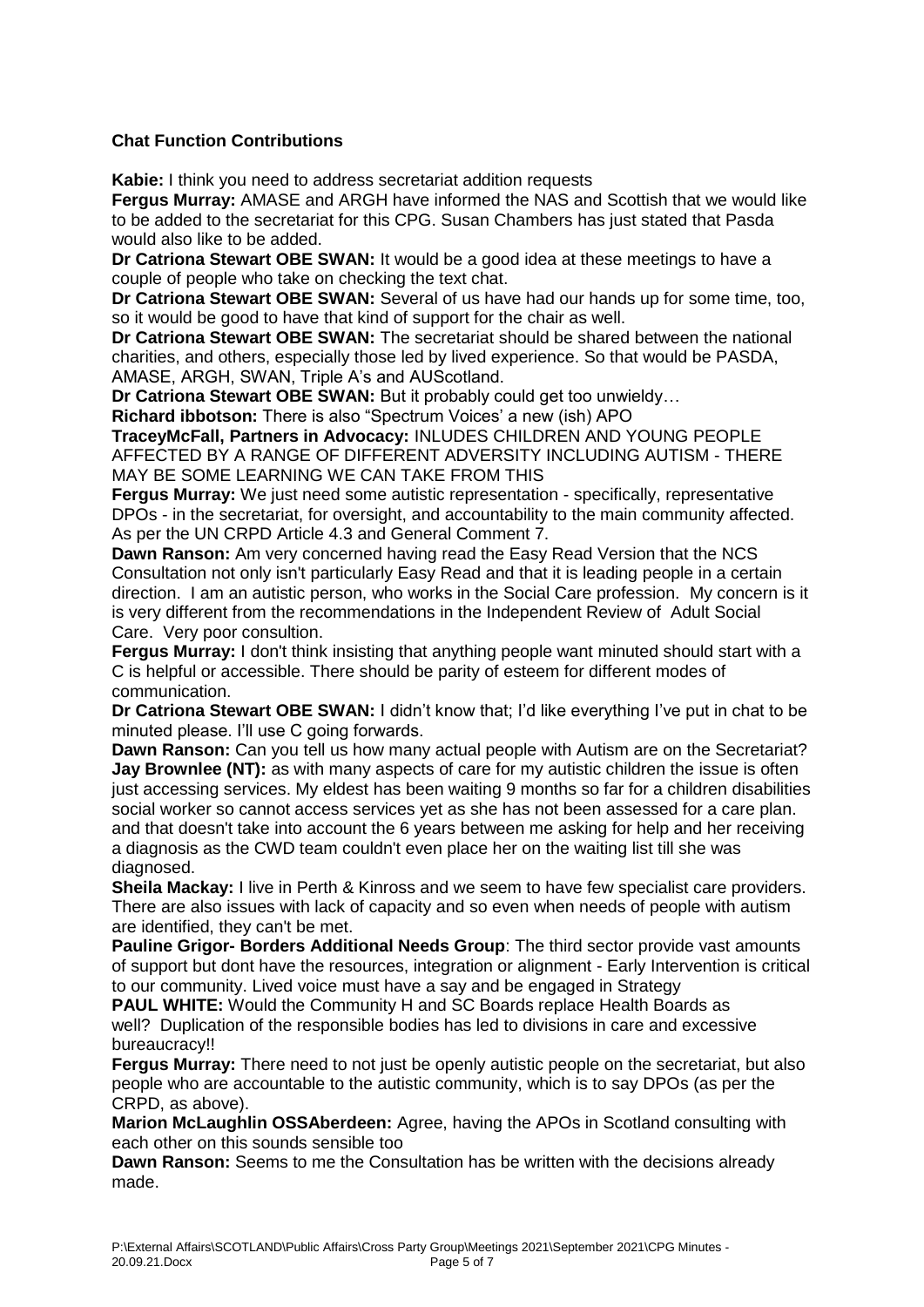**Chat Function Contributions**

**Kabie:** I think you need to address secretariat addition requests

**Fergus Murray:** AMASE and ARGH have informed the NAS and Scottish that we would like to be added to the secretariat for this CPG. Susan Chambers has just stated that Pasda would also like to be added.

**Dr Catriona Stewart OBE SWAN:** It would be a good idea at these meetings to have a couple of people who take on checking the text chat.

**Dr Catriona Stewart OBE SWAN:** Several of us have had our hands up for some time, too, so it would be good to have that kind of support for the chair as well.

**Dr Catriona Stewart OBE SWAN:** The secretariat should be shared between the national charities, and others, especially those led by lived experience. So that would be PASDA, AMASE, ARGH, SWAN, Triple A's and AUScotland.

**Dr Catriona Stewart OBE SWAN:** But it probably could get too unwieldy…

**Richard ibbotson:** There is also "Spectrum Voices' a new (ish) APO

**TraceyMcFall, Partners in Advocacy:** INLUDES CHILDREN AND YOUNG PEOPLE AFFECTED BY A RANGE OF DIFFERENT ADVERSITY INCLUDING AUTISM - THERE MAY BE SOME LEARNING WE CAN TAKE FROM THIS

**Fergus Murray:** We just need some autistic representation - specifically, representative DPOs - in the secretariat, for oversight, and accountability to the main community affected. As per the UN CRPD Article 4.3 and General Comment 7.

**Dawn Ranson:** Am very concerned having read the Easy Read Version that the NCS Consultation not only isn't particularly Easy Read and that it is leading people in a certain direction. I am an autistic person, who works in the Social Care profession. My concern is it is very different from the recommendations in the Independent Review of Adult Social Care. Very poor consultion.

**Fergus Murray:** I don't think insisting that anything people want minuted should start with a C is helpful or accessible. There should be parity of esteem for different modes of communication.

**Dr Catriona Stewart OBE SWAN:** I didn't know that; I'd like everything I've put in chat to be minuted please. I'll use C going forwards.

**Dawn Ranson:** Can you tell us how many actual people with Autism are on the Secretariat?

**Jay Brownlee (NT):** as with many aspects of care for my autistic children the issue is often just accessing services. My eldest has been waiting 9 months so far for a children disabilities social worker so cannot access services yet as she has not been assessed for a care plan. and that doesn't take into account the 6 years between me asking for help and her receiving a diagnosis as the CWD team couldn't even place her on the waiting list till she was diagnosed.

**Sheila Mackay:** I live in Perth & Kinross and we seem to have few specialist care providers. There are also issues with lack of capacity and so even when needs of people with autism are identified, they can't be met.

**Pauline Grigor- Borders Additional Needs Group**: The third sector provide vast amounts of support but dont have the resources, integration or alignment - Early Intervention is critical to our community. Lived voice must have a say and be engaged in Strategy

**PAUL WHITE:** Would the Community H and SC Boards replace Health Boards as well? Duplication of the responsible bodies has led to divisions in care and excessive bureaucracy!!

**Fergus Murray:** There need to not just be openly autistic people on the secretariat, but also people who are accountable to the autistic community, which is to say DPOs (as per the CRPD, as above).

**Marion McLaughlin OSSAberdeen:** Agree, having the APOs in Scotland consulting with each other on this sounds sensible too

**Dawn Ranson:** Seems to me the Consultation has be written with the decisions already made.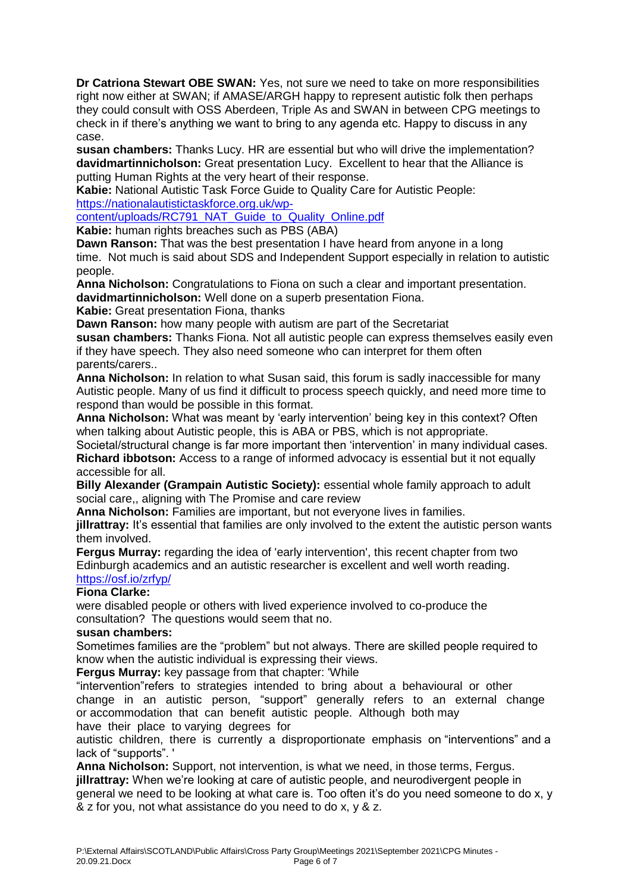**Dr Catriona Stewart OBE SWAN:** Yes, not sure we need to take on more responsibilities right now either at SWAN; if AMASE/ARGH happy to represent autistic folk then perhaps they could consult with OSS Aberdeen, Triple As and SWAN in between CPG meetings to check in if there's anything we want to bring to any agenda etc. Happy to discuss in any case.

**susan chambers:** Thanks Lucy. HR are essential but who will drive the implementation?

**davidmartinnicholson:** Great presentation Lucy. Excellent to hear that the Alliance is putting Human Rights at the very heart of their response.

**Kabie:** National Autistic Task Force Guide to Quality Care for Autistic People: https://nationalautistictaskforce.org.uk/wp-content/uploads/RC791_NAT_Guide_to_Quality_Online.pdf

**Kabie:** human rights breaches such as PBS (ABA)

**Dawn Ranson:** That was the best presentation I have heard from anyone in a long time. Not much is said about SDS and Independent Support especially in relation to autistic people.

**Anna Nicholson:** Congratulations to Fiona on such a clear and important presentation.

**davidmartinnicholson:** Well done on a superb presentation Fiona.

**Kabie:** Great presentation Fiona, thanks

**Dawn Ranson:** how many people with autism are part of the Secretariat

**susan chambers:** Thanks Fiona. Not all autistic people can express themselves easily even if they have speech. They also need someone who can interpret for them often parents/carers..

**Anna Nicholson:** In relation to what Susan said, this forum is sadly inaccessible for many Autistic people. Many of us find it difficult to process speech quickly, and need more time to respond than would be possible in this format.

**Anna Nicholson:** What was meant by 'early intervention' being key in this context? Often when talking about Autistic people, this is ABA or PBS, which is not appropriate. Societal/structural change is far more important then 'intervention' in many individual cases.

**Richard ibbotson:** Access to a range of informed advocacy is essential but it not equally accessible for all.

**Billy Alexander (Grampain Autistic Society):** essential whole family approach to adult social care,, aligning with The Promise and care review

**Anna Nicholson:** Families are important, but not everyone lives in families.

**jillrattray:** It's essential that families are only involved to the extent the autistic person wants them involved.

**Fergus Murray:** regarding the idea of 'early intervention', this recent chapter from two Edinburgh academics and an autistic researcher is excellent and well worth reading. https://osf.io/zrfyp/

**Fiona Clarke:**

were disabled people or others with lived experience involved to co-produce the consultation? The questions would seem that no.

**susan chambers:**

Sometimes families are the "problem" but not always. There are skilled people required to know when the autistic individual is expressing their views.

**Fergus Murray:** key passage from that chapter: 'While "intervention"refers to strategies intended to bring about a behavioural or other change in an autistic person, "support" generally refers to an external change or accommodation that can benefit autistic people. Although both may have their place to varying degrees for autistic children, there is currently a disproportionate emphasis on "interventions" and a lack of "supports". '

**Anna Nicholson:** Support, not intervention, is what we need, in those terms, Fergus.

**jillrattray:** When we're looking at care of autistic people, and neurodivergent people in general we need to be looking at what care is. Too often it's do you need someone to do x, y & z for you, not what assistance do you need to do x, y & z.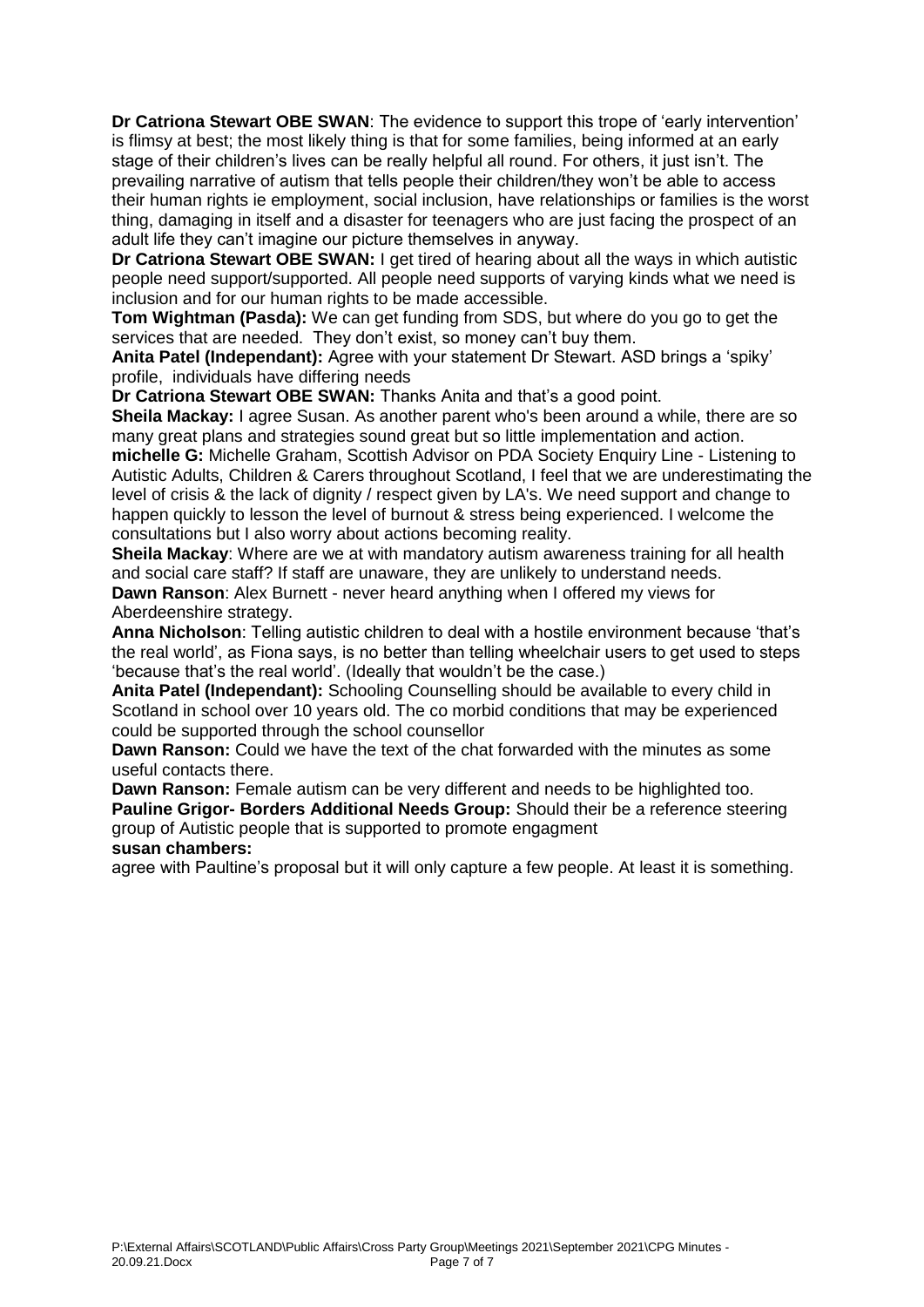**Dr Catriona Stewart OBE SWAN**: The evidence to support this trope of 'early intervention' is flimsy at best; the most likely thing is that for some families, being informed at an early stage of their children's lives can be really helpful all round. For others, it just isn't. The prevailing narrative of autism that tells people their children/they won't be able to access their human rights ie employment, social inclusion, have relationships or families is the worst thing, damaging in itself and a disaster for teenagers who are just facing the prospect of an adult life they can't imagine our picture themselves in anyway.

**Dr Catriona Stewart OBE SWAN:** I get tired of hearing about all the ways in which autistic people need support/supported. All people need supports of varying kinds what we need is inclusion and for our human rights to be made accessible.

**Tom Wightman (Pasda):** We can get funding from SDS, but where do you go to get the services that are needed. They don't exist, so money can't buy them.

**Anita Patel (Independant):** Agree with your statement Dr Stewart. ASD brings a 'spiky' profile, individuals have differing needs

**Dr Catriona Stewart OBE SWAN:** Thanks Anita and that's a good point.

**Sheila Mackay:** I agree Susan. As another parent who's been around a while, there are so many great plans and strategies sound great but so little implementation and action.

**michelle G:** Michelle Graham, Scottish Advisor on PDA Society Enquiry Line - Listening to Autistic Adults, Children & Carers throughout Scotland, I feel that we are underestimating the level of crisis & the lack of dignity / respect given by LA's. We need support and change to happen quickly to lesson the level of burnout & stress being experienced. I welcome the consultations but I also worry about actions becoming reality.

**Sheila Mackay**: Where are we at with mandatory autism awareness training for all health and social care staff? If staff are unaware, they are unlikely to understand needs.

**Dawn Ranson**: Alex Burnett - never heard anything when I offered my views for Aberdeenshire strategy.

**Anna Nicholson**: Telling autistic children to deal with a hostile environment because 'that's the real world', as Fiona says, is no better than telling wheelchair users to get used to steps 'because that's the real world'. (Ideally that wouldn't be the case.)

**Anita Patel (Independant):** Schooling Counselling should be available to every child in Scotland in school over 10 years old. The co morbid conditions that may be experienced could be supported through the school counsellor

**Dawn Ranson:** Could we have the text of the chat forwarded with the minutes as some useful contacts there.

**Dawn Ranson:** Female autism can be very different and needs to be highlighted too.

**Pauline Grigor- Borders Additional Needs Group:** Should their be a reference steering group of Autistic people that is supported to promote engagment

**susan chambers:**

agree with Paultine's proposal but it will only capture a few people. At least it is something.